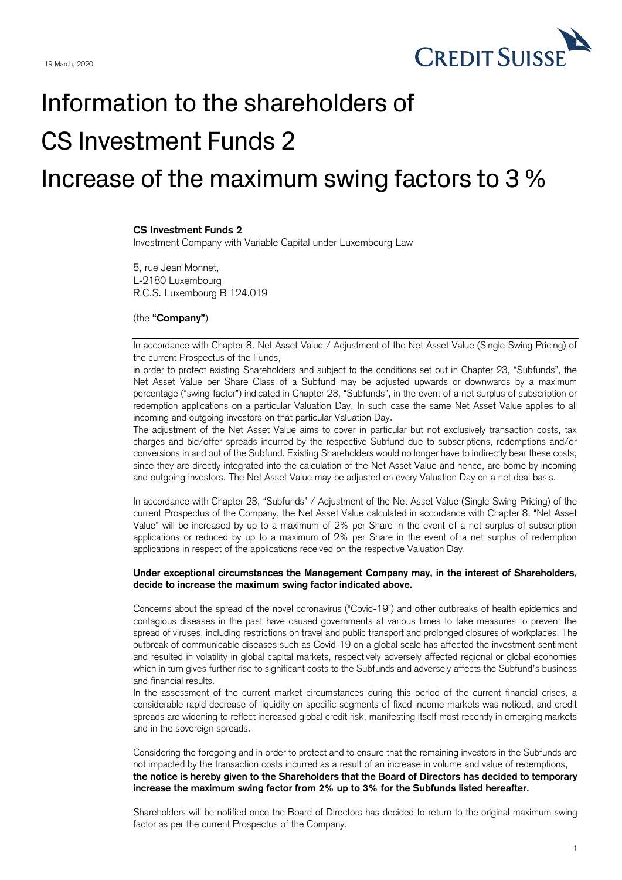19 March, 2020

CREDIT SUISSE

# Information to the shareholders of CS Investment Funds 2 Increase of the maximum swing factors to 3 %

**CS Investment Funds 2**
Investment Company with Variable Capital under Luxembourg Law

5, rue Jean Monnet,
L-2180 Luxembourg
R.C.S. Luxembourg B 124.019

(the **"Company"**)

---

In accordance with Chapter 8. Net Asset Value / Adjustment of the Net Asset Value (Single Swing Pricing) of the current Prospectus of the Funds,

in order to protect existing Shareholders and subject to the conditions set out in Chapter 23, "Subfunds", the Net Asset Value per Share Class of a Subfund may be adjusted upwards or downwards by a maximum percentage ("swing factor") indicated in Chapter 23, "Subfunds", in the event of a net surplus of subscription or redemption applications on a particular Valuation Day. In such case the same Net Asset Value applies to all incoming and outgoing investors on that particular Valuation Day.

The adjustment of the Net Asset Value aims to cover in particular but not exclusively transaction costs, tax charges and bid/offer spreads incurred by the respective Subfund due to subscriptions, redemptions and/or conversions in and out of the Subfund. Existing Shareholders would no longer have to indirectly bear these costs, since they are directly integrated into the calculation of the Net Asset Value and hence, are borne by incoming and outgoing investors. The Net Asset Value may be adjusted on every Valuation Day on a net deal basis.

In accordance with Chapter 23, "Subfunds" / Adjustment of the Net Asset Value (Single Swing Pricing) of the current Prospectus of the Company, the Net Asset Value calculated in accordance with Chapter 8, "Net Asset Value" will be increased by up to a maximum of 2% per Share in the event of a net surplus of subscription applications or reduced by up to a maximum of 2% per Share in the event of a net surplus of redemption applications in respect of the applications received on the respective Valuation Day.

**Under exceptional circumstances the Management Company may, in the interest of Shareholders, decide to increase the maximum swing factor indicated above.**

Concerns about the spread of the novel coronavirus ("Covid-19") and other outbreaks of health epidemics and contagious diseases in the past have caused governments at various times to take measures to prevent the spread of viruses, including restrictions on travel and public transport and prolonged closures of workplaces. The outbreak of communicable diseases such as Covid-19 on a global scale has affected the investment sentiment and resulted in volatility in global capital markets, respectively adversely affected regional or global economies which in turn gives further rise to significant costs to the Subfunds and adversely affects the Subfund's business and financial results.

In the assessment of the current market circumstances during this period of the current financial crises, a considerable rapid decrease of liquidity on specific segments of fixed income markets was noticed, and credit spreads are widening to reflect increased global credit risk, manifesting itself most recently in emerging markets and in the sovereign spreads.

Considering the foregoing and in order to protect and to ensure that the remaining investors in the Subfunds are not impacted by the transaction costs incurred as a result of an increase in volume and value of redemptions, **the notice is hereby given to the Shareholders that the Board of Directors has decided to temporary increase the maximum swing factor from 2% up to 3% for the Subfunds listed hereafter.**

Shareholders will be notified once the Board of Directors has decided to return to the original maximum swing factor as per the current Prospectus of the Company.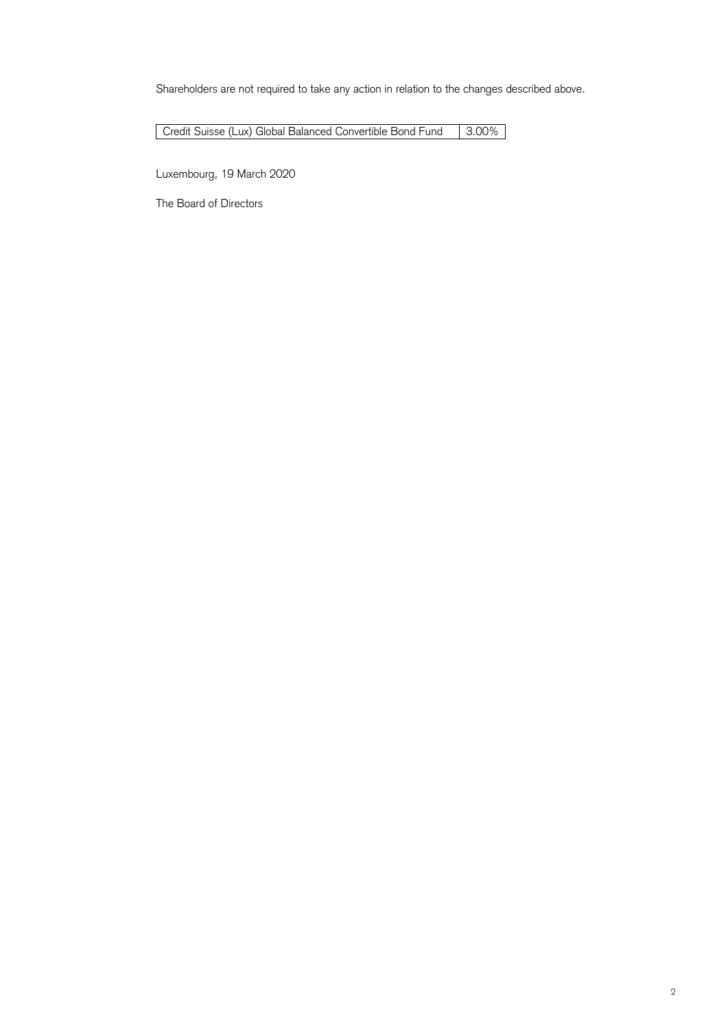Shareholders are not required to take any action in relation to the changes described above.

| | |
|---|---|
| Credit Suisse (Lux) Global Balanced Convertible Bond Fund | 3.00% |

Luxembourg, 19 March 2020

The Board of Directors